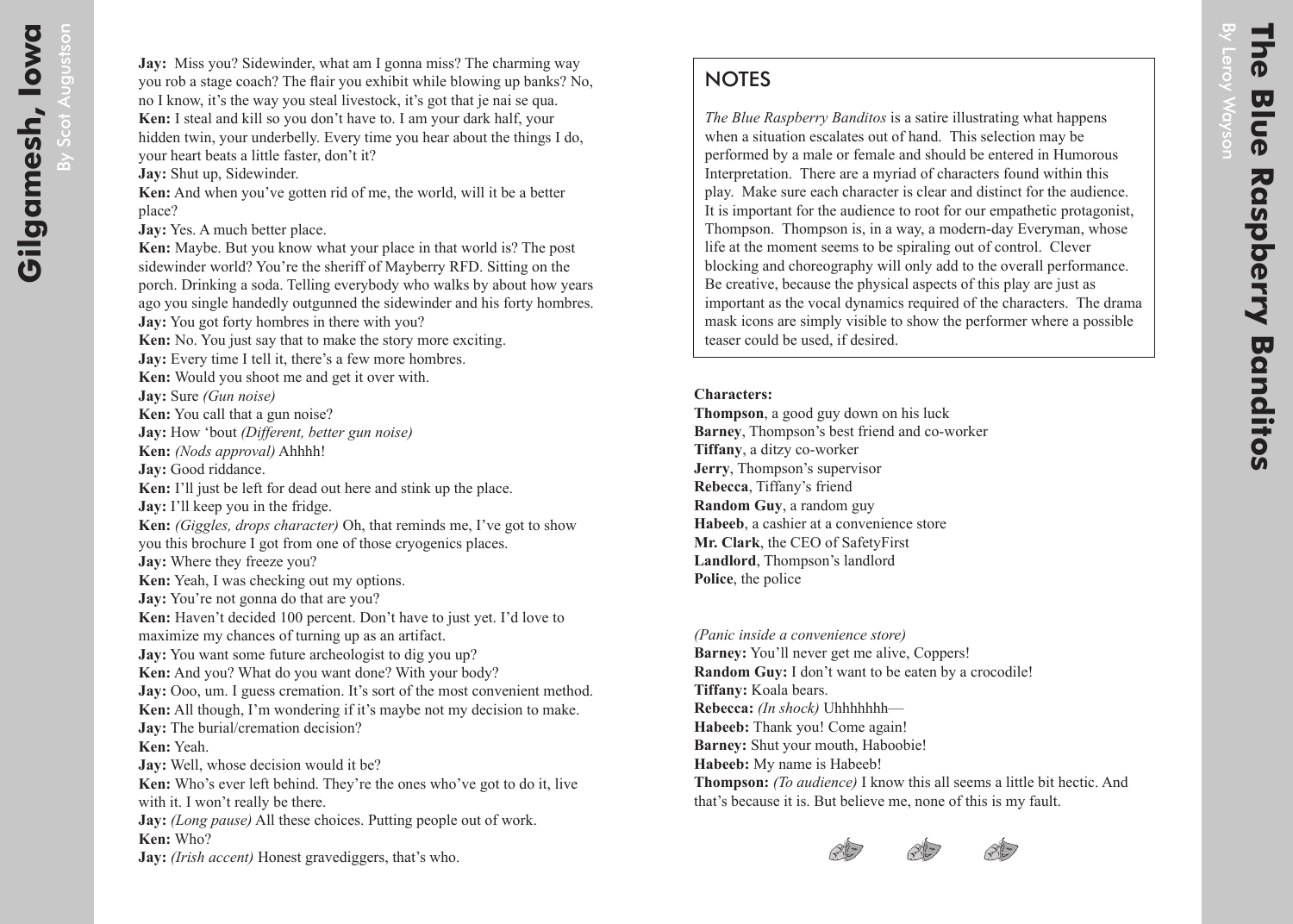**Jay:** Miss you? Sidewinder, what am I gonna miss? The charming way you rob a stage coach? The flair you exhibit while blowing up banks? No, no I know, it's the way you steal livestock, it's got that je nai se qua.
**Ken:** I steal and kill so you don't have to. I am your dark half, your hidden twin, your underbelly. Every time you hear about the things I do, your heart beats a little faster, don't it?
**Jay:** Shut up, Sidewinder.
**Ken:** And when you've gotten rid of me, the world, will it be a better place?
**Jay:** Yes. A much better place.
**Ken:** Maybe. But you know what your place in that world is? The post sidewinder world? You're the sheriff of Mayberry RFD. Sitting on the porch. Drinking a soda. Telling everybody who walks by about how years ago you single handedly outgunned the sidewinder and his forty hombres.
**Jay:** You got forty hombres in there with you?
**Ken:** No. You just say that to make the story more exciting.
**Jay:** Every time I tell it, there's a few more hombres.
**Ken:** Would you shoot me and get it over with.
**Jay:** Sure *(Gun noise)*
**Ken:** You call that a gun noise?
**Jay:** How 'bout *(Different, better gun noise)*
**Ken:** *(Nods approval)* Ahhhh!
**Jay:** Good riddance.
**Ken:** I'll just be left for dead out here and stink up the place.
**Jay:** I'll keep you in the fridge.
**Ken:** *(Giggles, drops character)* Oh, that reminds me, I've got to show you this brochure I got from one of those cryogenics places.
**Jay:** Where they freeze you?
**Ken:** Yeah, I was checking out my options.
**Jay:** You're not gonna do that are you?
**Ken:** Haven't decided 100 percent. Don't have to just yet. I'd love to maximize my chances of turning up as an artifact.
**Jay:** You want some future archeologist to dig you up?
**Ken:** And you? What do you want done? With your body?
**Jay:** Ooo, um. I guess cremation. It's sort of the most convenient method.
**Ken:** All though, I'm wondering if it's maybe not my decision to make.
**Jay:** The burial/cremation decision?
**Ken:** Yeah.
**Jay:** Well, whose decision would it be?
**Ken:** Who's ever left behind. They're the ones who've got to do it, live with it. I won't really be there.
**Jay:** *(Long pause)* All these choices. Putting people out of work.
**Ken:** Who?
**Jay:** *(Irish accent)* Honest gravediggers, that's who.

# The Blue Raspberry Banditos

By Leroy Wayson

## NOTES

*The Blue Raspberry Banditos* is a satire illustrating what happens when a situation escalates out of hand. This selection may be performed by a male or female and should be entered in Humorous Interpretation. There are a myriad of characters found within this play. Make sure each character is clear and distinct for the audience. It is important for the audience to root for our empathetic protagonist, Thompson. Thompson is, in a way, a modern-day Everyman, whose life at the moment seems to be spiraling out of control. Clever blocking and choreography will only add to the overall performance. Be creative, because the physical aspects of this play are just as important as the vocal dynamics required of the characters. The drama mask icons are simply visible to show the performer where a possible teaser could be used, if desired.

**Characters:**
**Thompson**, a good guy down on his luck
**Barney**, Thompson's best friend and co-worker
**Tiffany**, a ditzy co-worker
**Jerry**, Thompson's supervisor
**Rebecca**, Tiffany's friend
**Random Guy**, a random guy
**Habeeb**, a cashier at a convenience store
**Mr. Clark**, the CEO of SafetyFirst
**Landlord**, Thompson's landlord
**Police**, the police

*(Panic inside a convenience store)*
**Barney:** You'll never get me alive, Coppers!
**Random Guy:** I don't want to be eaten by a crocodile!
**Tiffany:** Koala bears.
**Rebecca:** *(In shock)* Uhhhhhhh—
**Habeeb:** Thank you! Come again!
**Barney:** Shut your mouth, Haboobie!
**Habeeb:** My name is Habeeb!
**Thompson:** *(To audience)* I know this all seems a little bit hectic. And that's because it is. But believe me, none of this is my fault.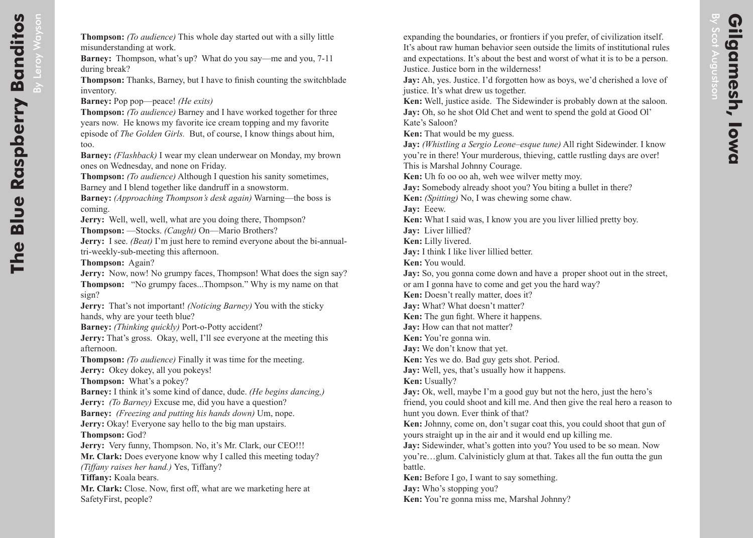**Thompson:** *(To audience)* This whole day started out with a silly little misunderstanding at work.

**Barney:** Thompson, what's up? What do you say—me and you, 7-11 during break?

**Thompson:** Thanks, Barney, but I have to finish counting the switchblade inventory.

**Barney:** Pop pop—peace! *(He exits)*

**Thompson:** *(To audience)* Barney and I have worked together for three years now. He knows my favorite ice cream topping and my favorite episode of *The Golden Girls.* But, of course, I know things about him, too.

**Barney:** *(Flashback)* I wear my clean underwear on Monday, my brown ones on Wednesday, and none on Friday.

**Thompson:** *(To audience)* Although I question his sanity sometimes, Barney and I blend together like dandruff in a snowstorm.

**Barney:** *(Approaching Thompson's desk again)* Warning—the boss is coming.

**Jerry:** Well, well, well, what are you doing there, Thompson?

**Thompson:** —Stocks. *(Caught)* On—Mario Brothers?

**Jerry:** I see. *(Beat)* I'm just here to remind everyone about the bi-annual-tri-weekly-sub-meeting this afternoon.

**Thompson:** Again?

**Jerry:** Now, now! No grumpy faces, Thompson! What does the sign say?

**Thompson:** "No grumpy faces...Thompson." Why is my name on that sign?

**Jerry:** That's not important! *(Noticing Barney)* You with the sticky hands, why are your teeth blue?

**Barney:** *(Thinking quickly)* Port-o-Potty accident?

**Jerry:** That's gross. Okay, well, I'll see everyone at the meeting this afternoon.

**Thompson:** *(To audience)* Finally it was time for the meeting.

**Jerry:** Okey dokey, all you pokeys!

**Thompson:** What's a pokey?

**Barney:** I think it's some kind of dance, dude. *(He begins dancing,)*

**Jerry:** *(To Barney)* Excuse me, did you have a question?

**Barney:** *(Freezing and putting his hands down)* Um, nope.

**Jerry:** Okay! Everyone say hello to the big man upstairs.

**Thompson:** God?

**Jerry:** Very funny, Thompson. No, it's Mr. Clark, our CEO!!!

**Mr. Clark:** Does everyone know why I called this meeting today? *(Tiffany raises her hand.)* Yes, Tiffany?

**Tiffany:** Koala bears.

**Mr. Clark:** Close. Now, first off, what are we marketing here at SafetyFirst, people?

expanding the boundaries, or frontiers if you prefer, of civilization itself. It's about raw human behavior seen outside the limits of institutional rules and expectations. It's about the best and worst of what it is to be a person. Justice. Justice born in the wilderness!

**Jay:** Ah, yes. Justice. I'd forgotten how as boys, we'd cherished a love of justice. It's what drew us together.

**Ken:** Well, justice aside. The Sidewinder is probably down at the saloon.

**Jay:** Oh, so he shot Old Chet and went to spend the gold at Good Ol' Kate's Saloon?

**Ken:** That would be my guess.

**Jay:** *(Whistling a Sergio Leone–esque tune)* All right Sidewinder. I know you're in there! Your murderous, thieving, cattle rustling days are over! This is Marshal Johnny Courage.

**Ken:** Uh fo oo oo ah, weh wee wilver metty moy.

**Jay:** Somebody already shoot you? You biting a bullet in there?

**Ken:** *(Spitting)* No, I was chewing some chaw.

**Jay:** Eeew.

**Ken:** What I said was, I know you are you liver lillied pretty boy.

**Jay:** Liver lillied?

**Ken:** Lilly livered.

**Jay:** I think I like liver lillied better.

**Ken:** You would.

**Jay:** So, you gonna come down and have a proper shoot out in the street, or am I gonna have to come and get you the hard way?

**Ken:** Doesn't really matter, does it?

**Jay:** What? What doesn't matter?

**Ken:** The gun fight. Where it happens.

**Jay:** How can that not matter?

**Ken:** You're gonna win.

**Jay:** We don't know that yet.

**Ken:** Yes we do. Bad guy gets shot. Period.

**Jay:** Well, yes, that's usually how it happens.

**Ken:** Usually?

**Jay:** Ok, well, maybe I'm a good guy but not the hero, just the hero's friend, you could shoot and kill me. And then give the real hero a reason to hunt you down. Ever think of that?

**Ken:** Johnny, come on, don't sugar coat this, you could shoot that gun of yours straight up in the air and it would end up killing me.

**Jay:** Sidewinder, what's gotten into you? You used to be so mean. Now you're…glum. Calvinisticly glum at that. Takes all the fun outta the gun battle.

**Ken:** Before I go, I want to say something.

**Jay:** Who's stopping you?

**Ken:** You're gonna miss me, Marshal Johnny?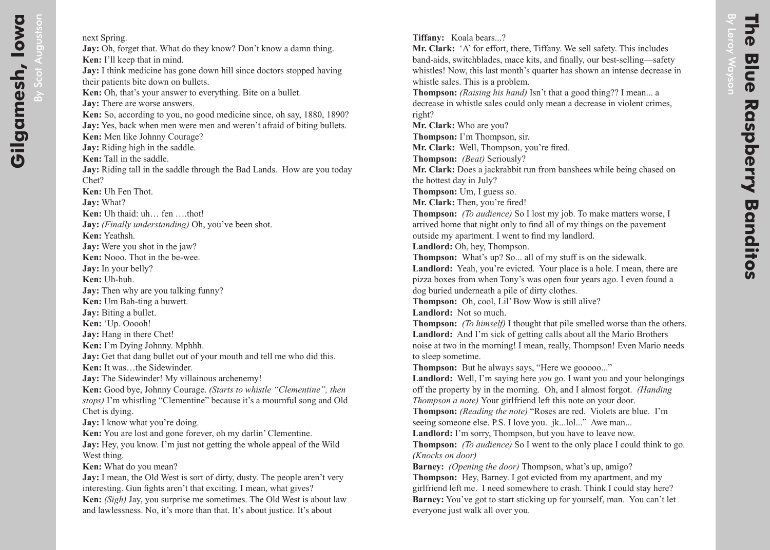next Spring.
**Jay:** Oh, forget that. What do they know? Don't know a damn thing.
**Ken:** I'll keep that in mind.
**Jay:** I think medicine has gone down hill since doctors stopped having their patients bite down on bullets.
**Ken:** Oh, that's your answer to everything. Bite on a bullet.
**Jay:** There are worse answers.
**Ken:** So, according to you, no good medicine since, oh say, 1880, 1890?
**Jay:** Yes, back when men were men and weren't afraid of biting bullets.
**Ken:** Men like Johnny Courage?
**Jay:** Riding high in the saddle.
**Ken:** Tall in the saddle.
**Jay:** Riding tall in the saddle through the Bad Lands. How are you today Chet?
**Ken:** Uh Fen Thot.
**Jay:** What?
**Ken:** Uh thaid: uh… fen ….thot!
**Jay:** *(Finally understanding)* Oh, you've been shot.
**Ken:** Yeathsh.
**Jay:** Were you shot in the jaw?
**Ken:** Nooo. Thot in the be-wee.
**Jay:** In your belly?
**Ken:** Uh-huh.
**Jay:** Then why are you talking funny?
**Ken:** Um Bah-ting a buwett.
**Jay:** Biting a bullet.
**Ken:** 'Up. Ooooh!
**Jay:** Hang in there Chet!
**Ken:** I'm Dying Johnny. Mphhh.
**Jay:** Get that dang bullet out of your mouth and tell me who did this.
**Ken:** It was…the Sidewinder.
**Jay:** The Sidewinder! My villainous archenemy!
**Ken:** Good bye, Johnny Courage. *(Starts to whistle "Clementine", then stops)* I'm whistling "Clementine" because it's a mournful song and Old Chet is dying.
**Jay:** I know what you're doing.
**Ken:** You are lost and gone forever, oh my darlin' Clementine.
**Jay:** Hey, you know. I'm just not getting the whole appeal of the Wild West thing.
**Ken:** What do you mean?
**Jay:** I mean, the Old West is sort of dirty, dusty. The people aren't very interesting. Gun fights aren't that exciting. I mean, what gives?
**Ken:** *(Sigh)* Jay, you surprise me sometimes. The Old West is about law and lawlessness. No, it's more than that. It's about justice. It's about

**Tiffany:** Koala bears...?
**Mr. Clark:** 'A' for effort, there, Tiffany. We sell safety. This includes band-aids, switchblades, mace kits, and finally, our best-selling—safety whistles! Now, this last month's quarter has shown an intense decrease in whistle sales. This is a problem.
**Thompson:** *(Raising his hand)* Isn't that a good thing?? I mean... a decrease in whistle sales could only mean a decrease in violent crimes, right?
**Mr. Clark:** Who are you?
**Thompson:** I'm Thompson, sir.
**Mr. Clark:** Well, Thompson, you're fired.
**Thompson:** *(Beat)* Seriously?
**Mr. Clark:** Does a jackrabbit run from banshees while being chased on the hottest day in July?
**Thompson:** Um, I guess so.
**Mr. Clark:** Then, you're fired!
**Thompson:** *(To audience)* So I lost my job. To make matters worse, I arrived home that night only to find all of my things on the pavement outside my apartment. I went to find my landlord.
**Landlord:** Oh, hey, Thompson.
**Thompson:** What's up? So... all of my stuff is on the sidewalk.
**Landlord:** Yeah, you're evicted. Your place is a hole. I mean, there are pizza boxes from when Tony's was open four years ago. I even found a dog buried underneath a pile of dirty clothes.
**Thompson:** Oh, cool, Lil' Bow Wow is still alive?
**Landlord:** Not so much.
**Thompson:** *(To himself)* I thought that pile smelled worse than the others.
**Landlord:** And I'm sick of getting calls about all the Mario Brothers noise at two in the morning! I mean, really, Thompson! Even Mario needs to sleep sometime.
**Thompson:** But he always says, "Here we gooooo..."
**Landlord:** Well, I'm saying here *you* go. I want you and your belongings off the property by in the morning. Oh, and I almost forgot. *(Handing Thompson a note)* Your girlfriend left this note on your door.
**Thompson:** *(Reading the note)* "Roses are red. Violets are blue. I'm seeing someone else. P.S. I love you. jk...lol..." Awe man...
**Landlord:** I'm sorry, Thompson, but you have to leave now.
**Thompson:** *(To audience)* So I went to the only place I could think to go. *(Knocks on door)*
**Barney:** *(Opening the door)* Thompson, what's up, amigo?
**Thompson:** Hey, Barney. I got evicted from my apartment, and my girlfriend left me. I need somewhere to crash. Think I could stay here?
**Barney:** You've got to start sticking up for yourself, man. You can't let everyone just walk all over you.